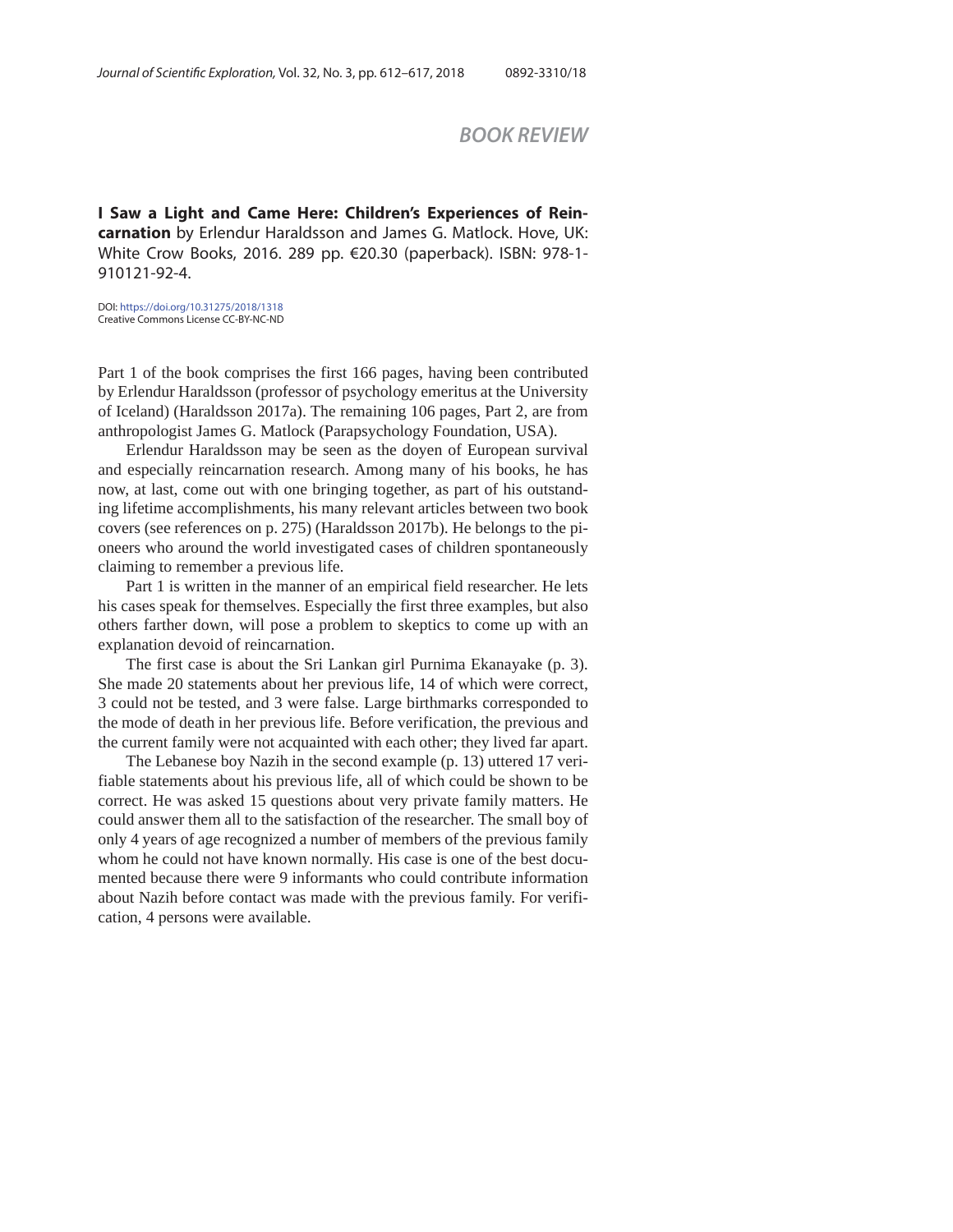## BOOK REVIEW

**I Saw a Light and Came Here: Children's Experiences of Reincarnation** by Erlendur Haraldsson and James G. Matlock. Hove, UK: White Crow Books, 2016. 289 pp. €20.30 (paperback). ISBN: 978-1-910121-92-4.

DOI: https://doi.org/10.31275/2018/1318
Creative Commons License CC-BY-NC-ND

Part 1 of the book comprises the first 166 pages, having been contributed by Erlendur Haraldsson (professor of psychology emeritus at the University of Iceland) (Haraldsson 2017a). The remaining 106 pages, Part 2, are from anthropologist James G. Matlock (Parapsychology Foundation, USA).

Erlendur Haraldsson may be seen as the doyen of European survival and especially reincarnation research. Among many of his books, he has now, at last, come out with one bringing together, as part of his outstanding lifetime accomplishments, his many relevant articles between two book covers (see references on p. 275) (Haraldsson 2017b). He belongs to the pioneers who around the world investigated cases of children spontaneously claiming to remember a previous life.

Part 1 is written in the manner of an empirical field researcher. He lets his cases speak for themselves. Especially the first three examples, but also others farther down, will pose a problem to skeptics to come up with an explanation devoid of reincarnation.

The first case is about the Sri Lankan girl Purnima Ekanayake (p. 3). She made 20 statements about her previous life, 14 of which were correct, 3 could not be tested, and 3 were false. Large birthmarks corresponded to the mode of death in her previous life. Before verification, the previous and the current family were not acquainted with each other; they lived far apart.

The Lebanese boy Nazih in the second example (p. 13) uttered 17 verifiable statements about his previous life, all of which could be shown to be correct. He was asked 15 questions about very private family matters. He could answer them all to the satisfaction of the researcher. The small boy of only 4 years of age recognized a number of members of the previous family whom he could not have known normally. His case is one of the best documented because there were 9 informants who could contribute information about Nazih before contact was made with the previous family. For verification, 4 persons were available.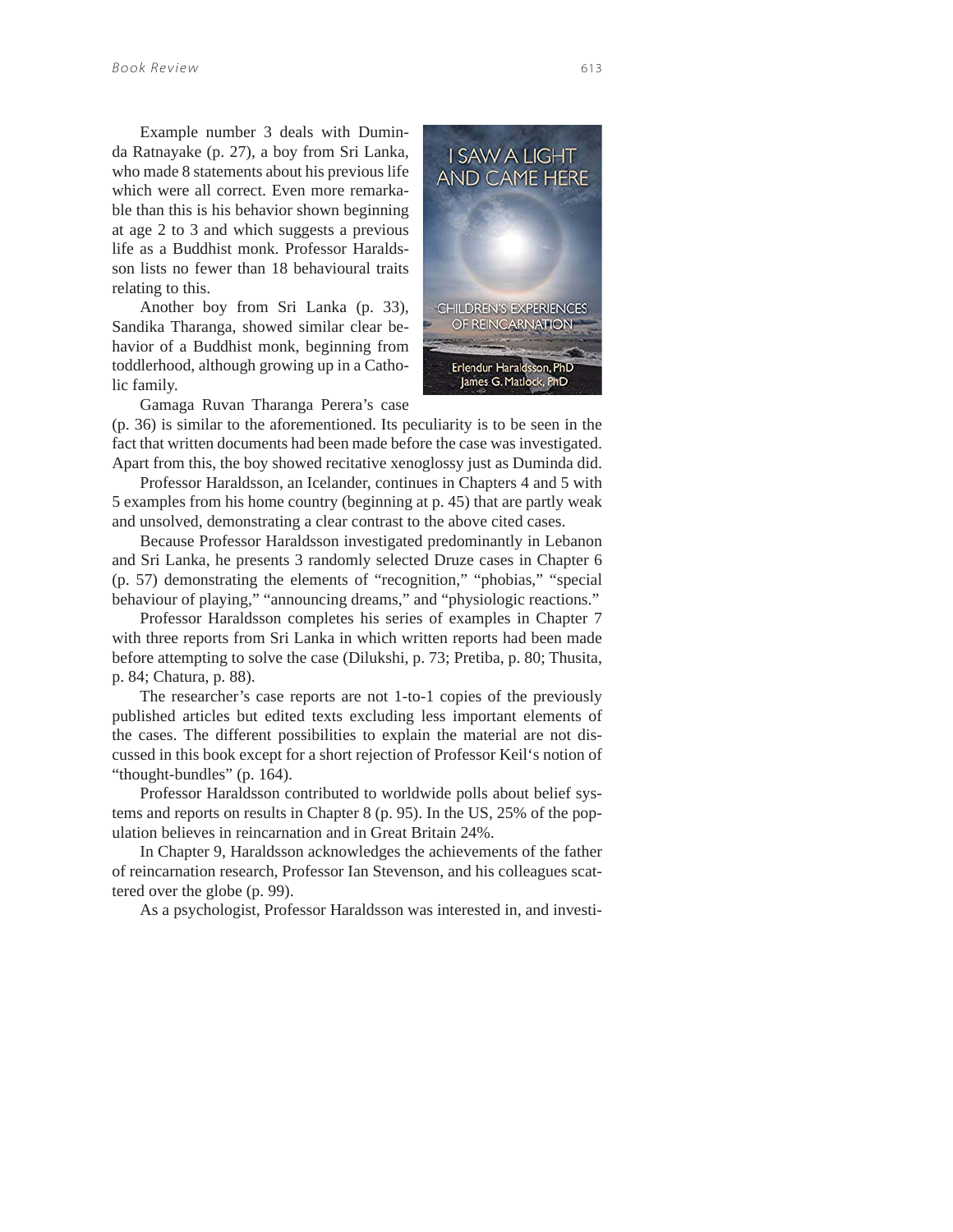Example number 3 deals with Duminda Ratnayake (p. 27), a boy from Sri Lanka, who made 8 statements about his previous life which were all correct. Even more remarkable than this is his behavior shown beginning at age 2 to 3 and which suggests a previous life as a Buddhist monk. Professor Haraldsson lists no fewer than 18 behavioural traits relating to this.

Another boy from Sri Lanka (p. 33), Sandika Tharanga, showed similar clear behavior of a Buddhist monk, beginning from toddlerhood, although growing up in a Catholic family.

Gamaga Ruvan Tharanga Perera's case (p. 36) is similar to the aforementioned. Its peculiarity is to be seen in the fact that written documents had been made before the case was investigated. Apart from this, the boy showed recitative xenoglossy just as Duminda did.

Professor Haraldsson, an Icelander, continues in Chapters 4 and 5 with 5 examples from his home country (beginning at p. 45) that are partly weak and unsolved, demonstrating a clear contrast to the above cited cases.

Because Professor Haraldsson investigated predominantly in Lebanon and Sri Lanka, he presents 3 randomly selected Druze cases in Chapter 6 (p. 57) demonstrating the elements of "recognition," "phobias," "special behaviour of playing," "announcing dreams," and "physiologic reactions."

Professor Haraldsson completes his series of examples in Chapter 7 with three reports from Sri Lanka in which written reports had been made before attempting to solve the case (Dilukshi, p. 73; Pretiba, p. 80; Thusita, p. 84; Chatura, p. 88).

The researcher's case reports are not 1-to-1 copies of the previously published articles but edited texts excluding less important elements of the cases. The different possibilities to explain the material are not discussed in this book except for a short rejection of Professor Keil's notion of "thought-bundles" (p. 164).

Professor Haraldsson contributed to worldwide polls about belief systems and reports on results in Chapter 8 (p. 95). In the US, 25% of the population believes in reincarnation and in Great Britain 24%.

In Chapter 9, Haraldsson acknowledges the achievements of the father of reincarnation research, Professor Ian Stevenson, and his colleagues scattered over the globe (p. 99).

As a psychologist, Professor Haraldsson was interested in, and investi-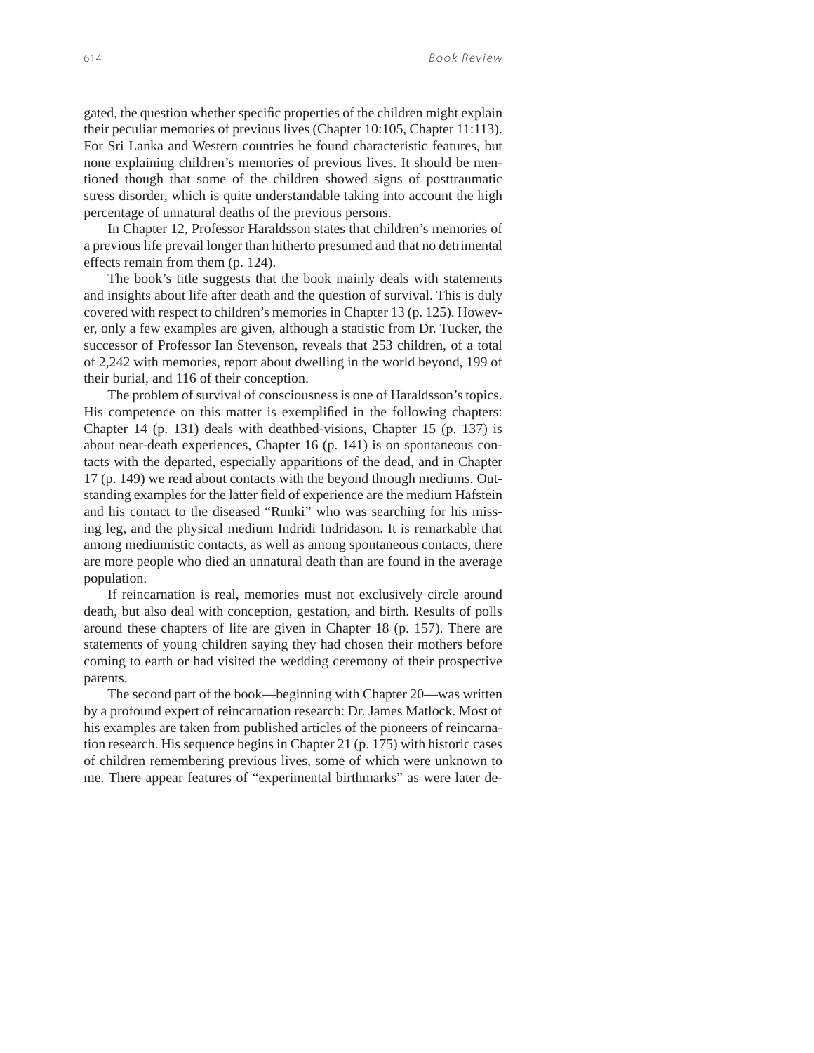gated, the question whether specific properties of the children might explain their peculiar memories of previous lives (Chapter 10:105, Chapter 11:113). For Sri Lanka and Western countries he found characteristic features, but none explaining children's memories of previous lives. It should be mentioned though that some of the children showed signs of posttraumatic stress disorder, which is quite understandable taking into account the high percentage of unnatural deaths of the previous persons.

In Chapter 12, Professor Haraldsson states that children's memories of a previous life prevail longer than hitherto presumed and that no detrimental effects remain from them (p. 124).

The book's title suggests that the book mainly deals with statements and insights about life after death and the question of survival. This is duly covered with respect to children's memories in Chapter 13 (p. 125). However, only a few examples are given, although a statistic from Dr. Tucker, the successor of Professor Ian Stevenson, reveals that 253 children, of a total of 2,242 with memories, report about dwelling in the world beyond, 199 of their burial, and 116 of their conception.

The problem of survival of consciousness is one of Haraldsson's topics. His competence on this matter is exemplified in the following chapters: Chapter 14 (p. 131) deals with deathbed-visions, Chapter 15 (p. 137) is about near-death experiences, Chapter 16 (p. 141) is on spontaneous contacts with the departed, especially apparitions of the dead, and in Chapter 17 (p. 149) we read about contacts with the beyond through mediums. Outstanding examples for the latter field of experience are the medium Hafstein and his contact to the diseased "Runki" who was searching for his missing leg, and the physical medium Indridi Indridason. It is remarkable that among mediumistic contacts, as well as among spontaneous contacts, there are more people who died an unnatural death than are found in the average population.

If reincarnation is real, memories must not exclusively circle around death, but also deal with conception, gestation, and birth. Results of polls around these chapters of life are given in Chapter 18 (p. 157). There are statements of young children saying they had chosen their mothers before coming to earth or had visited the wedding ceremony of their prospective parents.

The second part of the book—beginning with Chapter 20—was written by a profound expert of reincarnation research: Dr. James Matlock. Most of his examples are taken from published articles of the pioneers of reincarnation research. His sequence begins in Chapter 21 (p. 175) with historic cases of children remembering previous lives, some of which were unknown to me. There appear features of "experimental birthmarks" as were later de-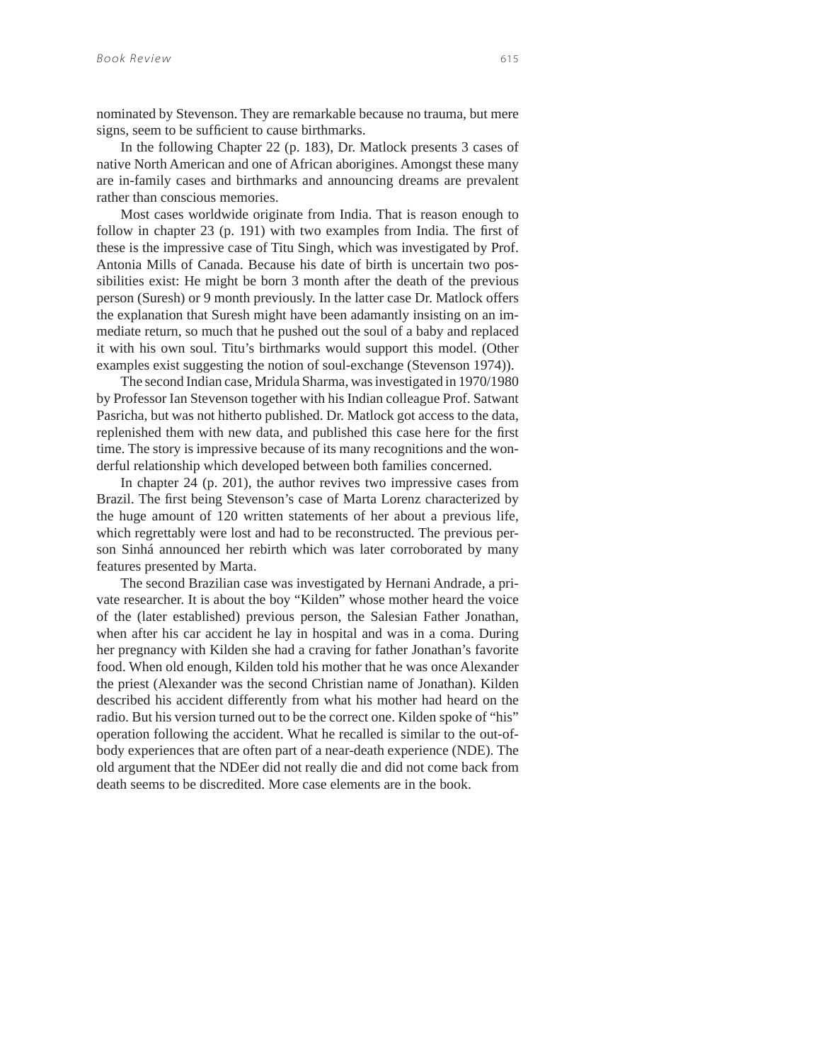nominated by Stevenson. They are remarkable because no trauma, but mere signs, seem to be sufficient to cause birthmarks.

In the following Chapter 22 (p. 183), Dr. Matlock presents 3 cases of native North American and one of African aborigines. Amongst these many are in-family cases and birthmarks and announcing dreams are prevalent rather than conscious memories.

Most cases worldwide originate from India. That is reason enough to follow in chapter 23 (p. 191) with two examples from India. The first of these is the impressive case of Titu Singh, which was investigated by Prof. Antonia Mills of Canada. Because his date of birth is uncertain two possibilities exist: He might be born 3 month after the death of the previous person (Suresh) or 9 month previously. In the latter case Dr. Matlock offers the explanation that Suresh might have been adamantly insisting on an immediate return, so much that he pushed out the soul of a baby and replaced it with his own soul. Titu's birthmarks would support this model. (Other examples exist suggesting the notion of soul-exchange (Stevenson 1974)).

The second Indian case, Mridula Sharma, was investigated in 1970/1980 by Professor Ian Stevenson together with his Indian colleague Prof. Satwant Pasricha, but was not hitherto published. Dr. Matlock got access to the data, replenished them with new data, and published this case here for the first time. The story is impressive because of its many recognitions and the wonderful relationship which developed between both families concerned.

In chapter 24 (p. 201), the author revives two impressive cases from Brazil. The first being Stevenson's case of Marta Lorenz characterized by the huge amount of 120 written statements of her about a previous life, which regrettably were lost and had to be reconstructed. The previous person Sinhá announced her rebirth which was later corroborated by many features presented by Marta.

The second Brazilian case was investigated by Hernani Andrade, a private researcher. It is about the boy "Kilden" whose mother heard the voice of the (later established) previous person, the Salesian Father Jonathan, when after his car accident he lay in hospital and was in a coma. During her pregnancy with Kilden she had a craving for father Jonathan's favorite food. When old enough, Kilden told his mother that he was once Alexander the priest (Alexander was the second Christian name of Jonathan). Kilden described his accident differently from what his mother had heard on the radio. But his version turned out to be the correct one. Kilden spoke of "his" operation following the accident. What he recalled is similar to the out-of-body experiences that are often part of a near-death experience (NDE). The old argument that the NDEer did not really die and did not come back from death seems to be discredited. More case elements are in the book.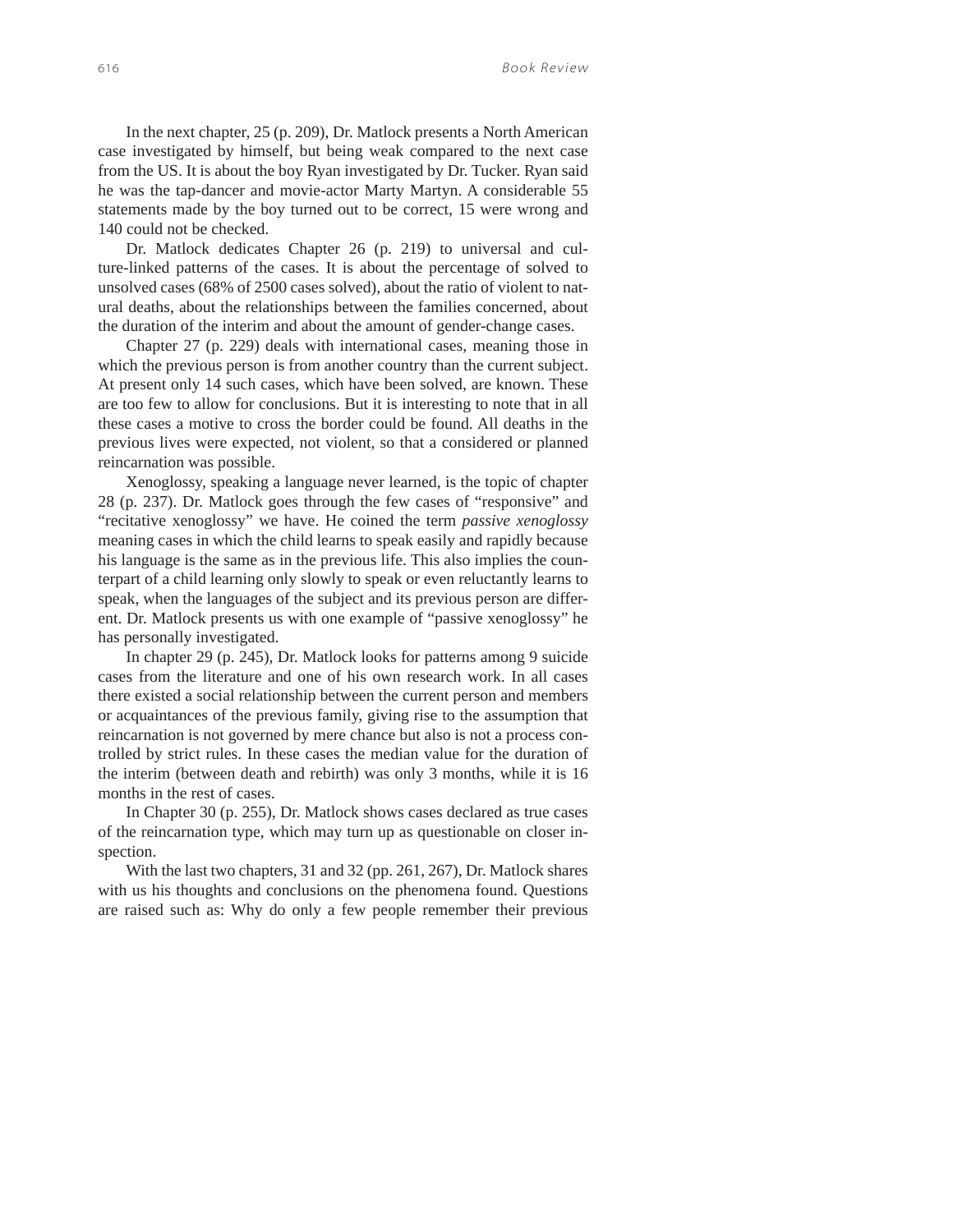In the next chapter, 25 (p. 209), Dr. Matlock presents a North American case investigated by himself, but being weak compared to the next case from the US. It is about the boy Ryan investigated by Dr. Tucker. Ryan said he was the tap-dancer and movie-actor Marty Martyn. A considerable 55 statements made by the boy turned out to be correct, 15 were wrong and 140 could not be checked.

Dr. Matlock dedicates Chapter 26 (p. 219) to universal and culture-linked patterns of the cases. It is about the percentage of solved to unsolved cases (68% of 2500 cases solved), about the ratio of violent to natural deaths, about the relationships between the families concerned, about the duration of the interim and about the amount of gender-change cases.

Chapter 27 (p. 229) deals with international cases, meaning those in which the previous person is from another country than the current subject. At present only 14 such cases, which have been solved, are known. These are too few to allow for conclusions. But it is interesting to note that in all these cases a motive to cross the border could be found. All deaths in the previous lives were expected, not violent, so that a considered or planned reincarnation was possible.

Xenoglossy, speaking a language never learned, is the topic of chapter 28 (p. 237). Dr. Matlock goes through the few cases of "responsive" and "recitative xenoglossy" we have. He coined the term *passive xenoglossy* meaning cases in which the child learns to speak easily and rapidly because his language is the same as in the previous life. This also implies the counterpart of a child learning only slowly to speak or even reluctantly learns to speak, when the languages of the subject and its previous person are different. Dr. Matlock presents us with one example of "passive xenoglossy" he has personally investigated.

In chapter 29 (p. 245), Dr. Matlock looks for patterns among 9 suicide cases from the literature and one of his own research work. In all cases there existed a social relationship between the current person and members or acquaintances of the previous family, giving rise to the assumption that reincarnation is not governed by mere chance but also is not a process controlled by strict rules. In these cases the median value for the duration of the interim (between death and rebirth) was only 3 months, while it is 16 months in the rest of cases.

In Chapter 30 (p. 255), Dr. Matlock shows cases declared as true cases of the reincarnation type, which may turn up as questionable on closer inspection.

With the last two chapters, 31 and 32 (pp. 261, 267), Dr. Matlock shares with us his thoughts and conclusions on the phenomena found. Questions are raised such as: Why do only a few people remember their previous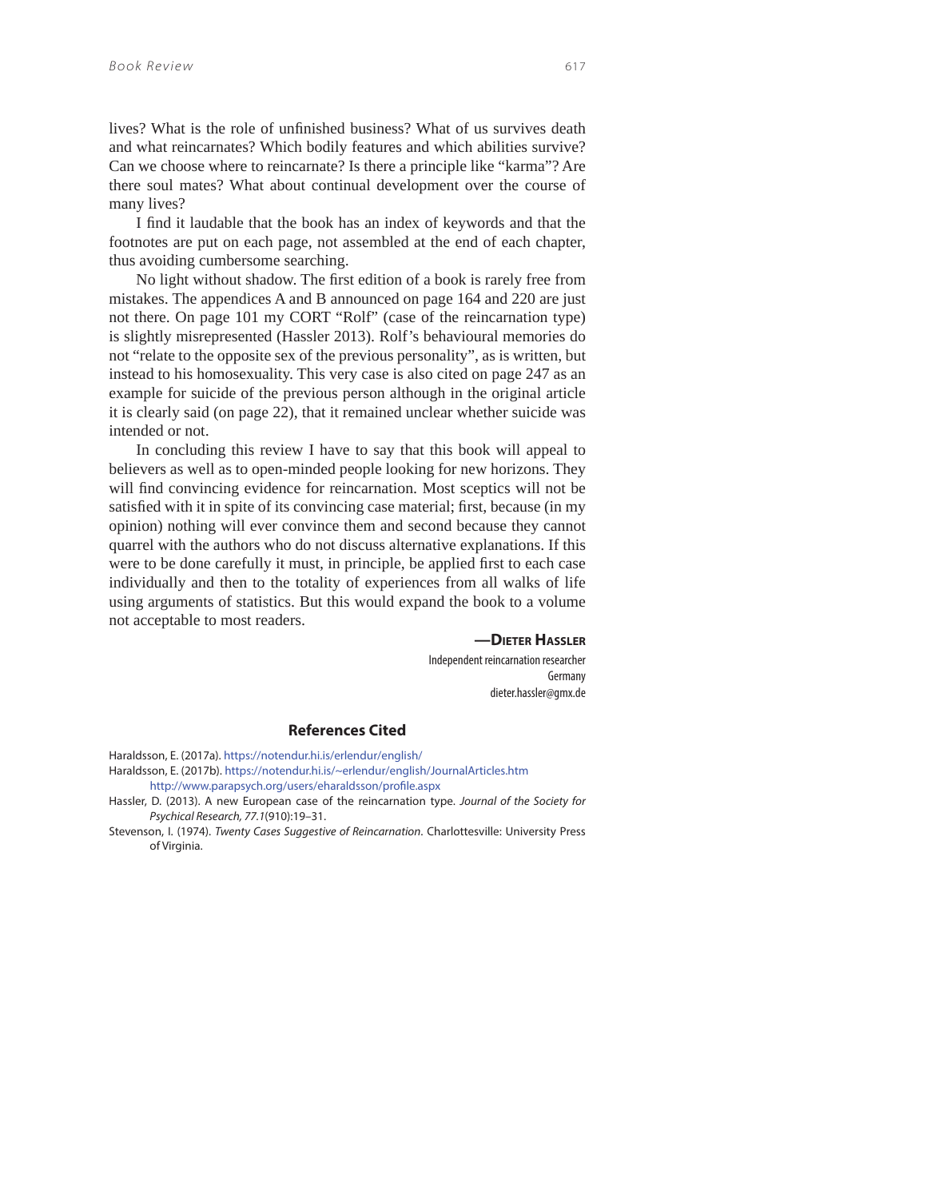lives? What is the role of unfinished business? What of us survives death and what reincarnates? Which bodily features and which abilities survive? Can we choose where to reincarnate? Is there a principle like "karma"? Are there soul mates? What about continual development over the course of many lives?

I find it laudable that the book has an index of keywords and that the footnotes are put on each page, not assembled at the end of each chapter, thus avoiding cumbersome searching.

No light without shadow. The first edition of a book is rarely free from mistakes. The appendices A and B announced on page 164 and 220 are just not there. On page 101 my CORT "Rolf" (case of the reincarnation type) is slightly misrepresented (Hassler 2013). Rolf's behavioural memories do not "relate to the opposite sex of the previous personality", as is written, but instead to his homosexuality. This very case is also cited on page 247 as an example for suicide of the previous person although in the original article it is clearly said (on page 22), that it remained unclear whether suicide was intended or not.

In concluding this review I have to say that this book will appeal to believers as well as to open-minded people looking for new horizons. They will find convincing evidence for reincarnation. Most sceptics will not be satisfied with it in spite of its convincing case material; first, because (in my opinion) nothing will ever convince them and second because they cannot quarrel with the authors who do not discuss alternative explanations. If this were to be done carefully it must, in principle, be applied first to each case individually and then to the totality of experiences from all walks of life using arguments of statistics. But this would expand the book to a volume not acceptable to most readers.

**—Dieter Hassler**
Independent reincarnation researcher
Germany
dieter.hassler@gmx.de

## References Cited

Haraldsson, E. (2017a). https://notendur.hi.is/erlendur/english/

Haraldsson, E. (2017b). https://notendur.hi.is/~erlendur/english/JournalArticles.htm http://www.parapsych.org/users/eharaldsson/profile.aspx

Hassler, D. (2013). A new European case of the reincarnation type. *Journal of the Society for Psychical Research, 77.1*(910):19–31.

Stevenson, I. (1974). *Twenty Cases Suggestive of Reincarnation*. Charlottesville: University Press of Virginia.